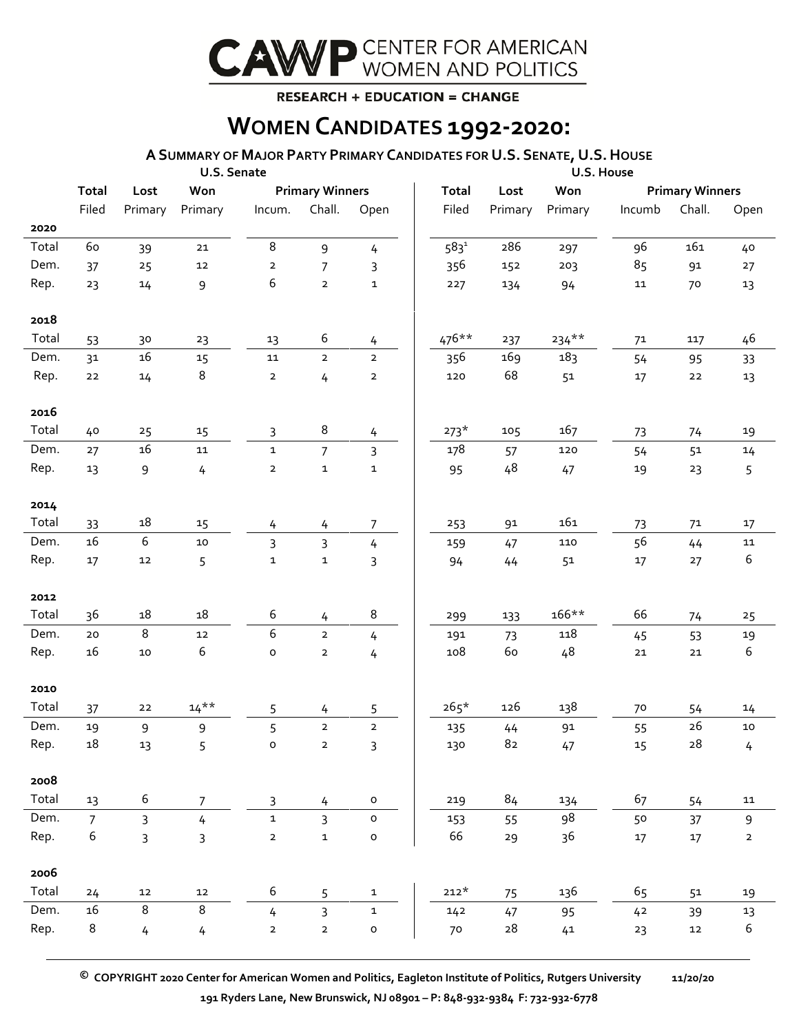# CAWP CENTER FOR AMERICAN WOMEN AND POLITICS

**RESEARCH + EDUCATION = CHANGE**

## WOMEN CANDIDATES 1992-2020:

### A SUMMARY OF MAJOR PARTY PRIMARY CANDIDATES FOR U.S. SENATE, U.S. HOUSE

| | U.S. Senate | | | | | | U.S. House | | | | | |
|---|---|---|---|---|---|---|---|---|---|---|---|---|
| | Total | Lost | Won | Primary Winners | | | Total | Lost | Won | Primary Winners | | |
| | Filed | Primary | Primary | Incum. | Chall. | Open | Filed | Primary | Primary | Incumb | Chall. | Open |
| **2020** | | | | | | | | | | | | |
| Total | 60 | 39 | 21 | 8 | 9 | 4 | 583[1] | 286 | 297 | 96 | 161 | 40 |
| Dem. | 37 | 25 | 12 | 2 | 7 | 3 | 356 | 152 | 203 | 85 | 91 | 27 |
| Rep. | 23 | 14 | 9 | 6 | 2 | 1 | 227 | 134 | 94 | 11 | 70 | 13 |
| **2018** | | | | | | | | | | | | |
| Total | 53 | 30 | 23 | 13 | 6 | 4 | 476** | 237 | 234** | 71 | 117 | 46 |
| Dem. | 31 | 16 | 15 | 11 | 2 | 2 | 356 | 169 | 183 | 54 | 95 | 33 |
| Rep. | 22 | 14 | 8 | 2 | 4 | 2 | 120 | 68 | 51 | 17 | 22 | 13 |
| **2016** | | | | | | | | | | | | |
| Total | 40 | 25 | 15 | 3 | 8 | 4 | 273* | 105 | 167 | 73 | 74 | 19 |
| Dem. | 27 | 16 | 11 | 1 | 7 | 3 | 178 | 57 | 120 | 54 | 51 | 14 |
| Rep. | 13 | 9 | 4 | 2 | 1 | 1 | 95 | 48 | 47 | 19 | 23 | 5 |
| **2014** | | | | | | | | | | | | |
| Total | 33 | 18 | 15 | 4 | 4 | 7 | 253 | 91 | 161 | 73 | 71 | 17 |
| Dem. | 16 | 6 | 10 | 3 | 3 | 4 | 159 | 47 | 110 | 56 | 44 | 11 |
| Rep. | 17 | 12 | 5 | 1 | 1 | 3 | 94 | 44 | 51 | 17 | 27 | 6 |
| **2012** | | | | | | | | | | | | |
| Total | 36 | 18 | 18 | 6 | 4 | 8 | 299 | 133 | 166** | 66 | 74 | 25 |
| Dem. | 20 | 8 | 12 | 6 | 2 | 4 | 191 | 73 | 118 | 45 | 53 | 19 |
| Rep. | 16 | 10 | 6 | 0 | 2 | 4 | 108 | 60 | 48 | 21 | 21 | 6 |
| **2010** | | | | | | | | | | | | |
| Total | 37 | 22 | 14** | 5 | 4 | 5 | 265* | 126 | 138 | 70 | 54 | 14 |
| Dem. | 19 | 9 | 9 | 5 | 2 | 2 | 135 | 44 | 91 | 55 | 26 | 10 |
| Rep. | 18 | 13 | 5 | 0 | 2 | 3 | 130 | 82 | 47 | 15 | 28 | 4 |
| **2008** | | | | | | | | | | | | |
| Total | 13 | 6 | 7 | 3 | 4 | 0 | 219 | 84 | 134 | 67 | 54 | 11 |
| Dem. | 7 | 3 | 4 | 1 | 3 | 0 | 153 | 55 | 98 | 50 | 37 | 9 |
| Rep. | 6 | 3 | 3 | 2 | 1 | 0 | 66 | 29 | 36 | 17 | 17 | 2 |
| **2006** | | | | | | | | | | | | |
| Total | 24 | 12 | 12 | 6 | 5 | 1 | 212* | 75 | 136 | 65 | 51 | 19 |
| Dem. | 16 | 8 | 8 | 4 | 3 | 1 | 142 | 47 | 95 | 42 | 39 | 13 |
| Rep. | 8 | 4 | 4 | 2 | 2 | 0 | 70 | 28 | 41 | 23 | 12 | 6 |

© COPYRIGHT 2020 Center for American Women and Politics, Eagleton Institute of Politics, Rutgers University 11/20/20

191 Ryders Lane, New Brunswick, NJ 08901 – P: 848-932-9384 F: 732-932-6778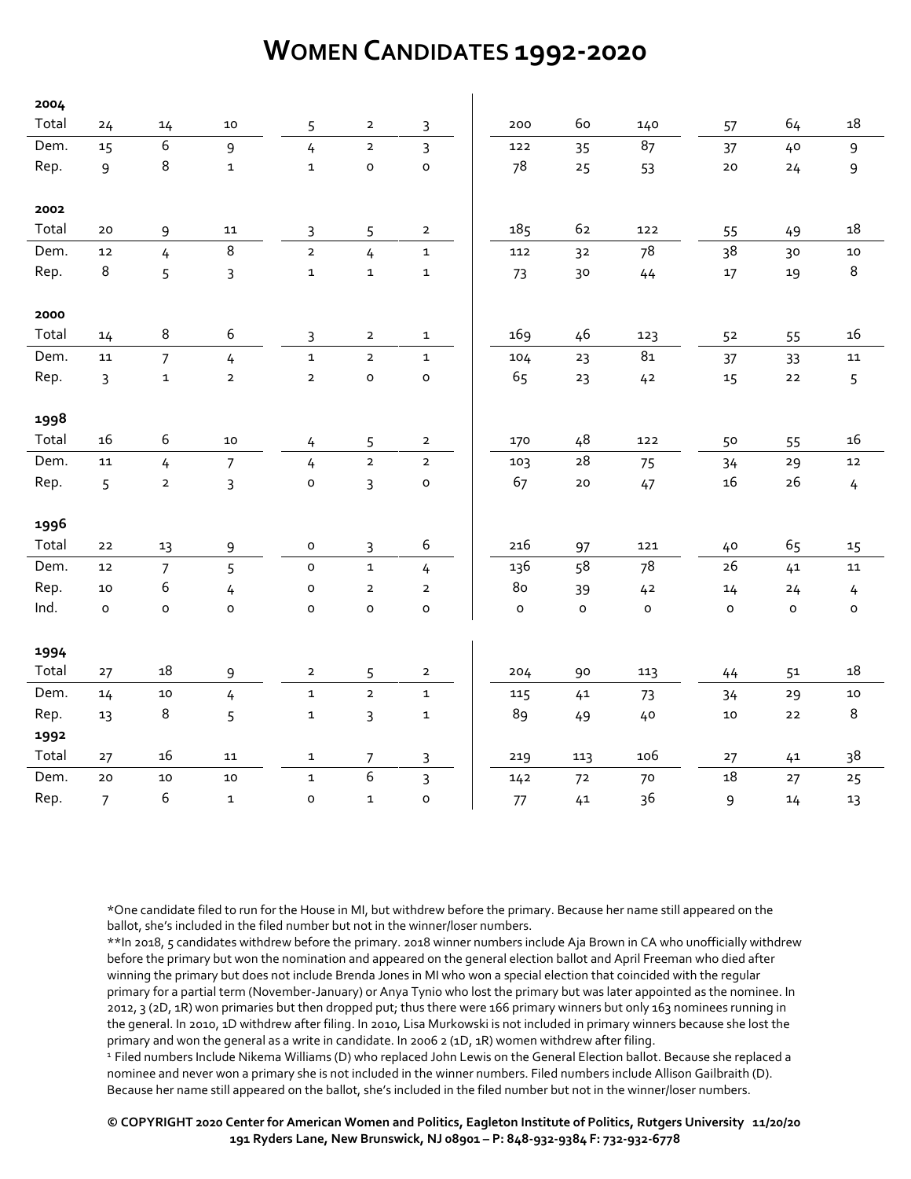# WOMEN CANDIDATES 1992-2020

| | | | | | | | | | | | | |
|---|---|---|---|---|---|---|---|---|---|---|---|---|
| **2004** | | | | | | | | | | | | |
| Total | 24 | 14 | 10 | 5 | 2 | 3 | 200 | 60 | 140 | 57 | 64 | 18 |
| Dem. | 15 | 6 | 9 | 4 | 2 | 3 | 122 | 35 | 87 | 37 | 40 | 9 |
| Rep. | 9 | 8 | 1 | 1 | 0 | 0 | 78 | 25 | 53 | 20 | 24 | 9 |
| **2002** | | | | | | | | | | | | |
| Total | 20 | 9 | 11 | 3 | 5 | 2 | 185 | 62 | 122 | 55 | 49 | 18 |
| Dem. | 12 | 4 | 8 | 2 | 4 | 1 | 112 | 32 | 78 | 38 | 30 | 10 |
| Rep. | 8 | 5 | 3 | 1 | 1 | 1 | 73 | 30 | 44 | 17 | 19 | 8 |
| **2000** | | | | | | | | | | | | |
| Total | 14 | 8 | 6 | 3 | 2 | 1 | 169 | 46 | 123 | 52 | 55 | 16 |
| Dem. | 11 | 7 | 4 | 1 | 2 | 1 | 104 | 23 | 81 | 37 | 33 | 11 |
| Rep. | 3 | 1 | 2 | 2 | 0 | 0 | 65 | 23 | 42 | 15 | 22 | 5 |
| **1998** | | | | | | | | | | | | |
| Total | 16 | 6 | 10 | 4 | 5 | 2 | 170 | 48 | 122 | 50 | 55 | 16 |
| Dem. | 11 | 4 | 7 | 4 | 2 | 2 | 103 | 28 | 75 | 34 | 29 | 12 |
| Rep. | 5 | 2 | 3 | 0 | 3 | 0 | 67 | 20 | 47 | 16 | 26 | 4 |
| **1996** | | | | | | | | | | | | |
| Total | 22 | 13 | 9 | 0 | 3 | 6 | 216 | 97 | 121 | 40 | 65 | 15 |
| Dem. | 12 | 7 | 5 | 0 | 1 | 4 | 136 | 58 | 78 | 26 | 41 | 11 |
| Rep. | 10 | 6 | 4 | 0 | 2 | 2 | 80 | 39 | 42 | 14 | 24 | 4 |
| Ind. | 0 | 0 | 0 | 0 | 0 | 0 | 0 | 0 | 0 | 0 | 0 | 0 |
| **1994** | | | | | | | | | | | | |
| Total | 27 | 18 | 9 | 2 | 5 | 2 | 204 | 90 | 113 | 44 | 51 | 18 |
| Dem. | 14 | 10 | 4 | 1 | 2 | 1 | 115 | 41 | 73 | 34 | 29 | 10 |
| Rep. | 13 | 8 | 5 | 1 | 3 | 1 | 89 | 49 | 40 | 10 | 22 | 8 |
| **1992** | | | | | | | | | | | | |
| Total | 27 | 16 | 11 | 1 | 7 | 3 | 219 | 113 | 106 | 27 | 41 | 38 |
| Dem. | 20 | 10 | 10 | 1 | 6 | 3 | 142 | 72 | 70 | 18 | 27 | 25 |
| Rep. | 7 | 6 | 1 | 0 | 1 | 0 | 77 | 41 | 36 | 9 | 14 | 13 |

*One candidate filed to run for the House in MI, but withdrew before the primary. Because her name still appeared on the ballot, she's included in the filed number but not in the winner/loser numbers.

**In 2018, 5 candidates withdrew before the primary. 2018 winner numbers include Aja Brown in CA who unofficially withdrew before the primary but won the nomination and appeared on the general election ballot and April Freeman who died after winning the primary but does not include Brenda Jones in MI who won a special election that coincided with the regular primary for a partial term (November-January) or Anya Tynio who lost the primary but was later appointed as the nominee. In 2012, 3 (2D, 1R) won primaries but then dropped put; thus there were 166 primary winners but only 163 nominees running in the general. In 2010, 1D withdrew after filing. In 2010, Lisa Murkowski is not included in primary winners because she lost the primary and won the general as a write in candidate. In 2006 2 (1D, 1R) women withdrew after filing.

[1] Filed numbers Include Nikema Williams (D) who replaced John Lewis on the General Election ballot. Because she replaced a nominee and never won a primary she is not included in the winner numbers. Filed numbers include Allison Gailbraith (D). Because her name still appeared on the ballot, she's included in the filed number but not in the winner/loser numbers.

**© COPYRIGHT 2020 Center for American Women and Politics, Eagleton Institute of Politics, Rutgers University 11/20/20**
**191 Ryders Lane, New Brunswick, NJ 08901 – P: 848-932-9384 F: 732-932-6778**